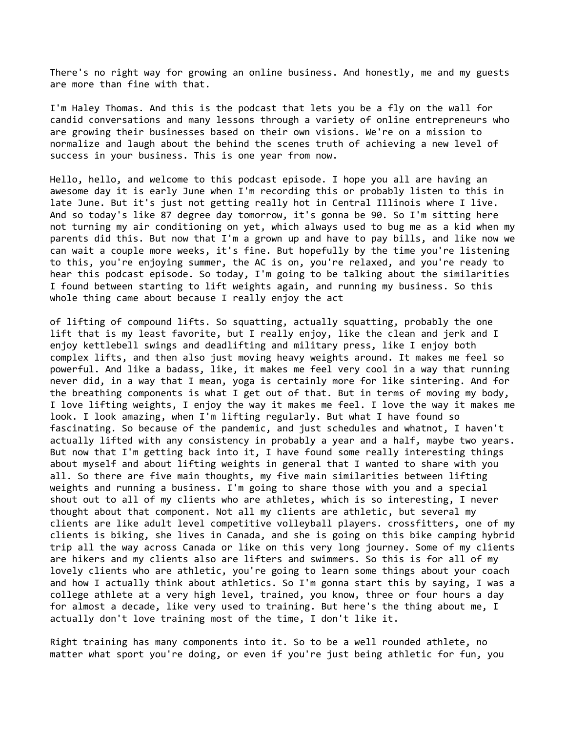There's no right way for growing an online business. And honestly, me and my guests are more than fine with that.

I'm Haley Thomas. And this is the podcast that lets you be a fly on the wall for candid conversations and many lessons through a variety of online entrepreneurs who are growing their businesses based on their own visions. We're on a mission to normalize and laugh about the behind the scenes truth of achieving a new level of success in your business. This is one year from now.

Hello, hello, and welcome to this podcast episode. I hope you all are having an awesome day it is early June when I'm recording this or probably listen to this in late June. But it's just not getting really hot in Central Illinois where I live. And so today's like 87 degree day tomorrow, it's gonna be 90. So I'm sitting here not turning my air conditioning on yet, which always used to bug me as a kid when my parents did this. But now that I'm a grown up and have to pay bills, and like now we can wait a couple more weeks, it's fine. But hopefully by the time you're listening to this, you're enjoying summer, the AC is on, you're relaxed, and you're ready to hear this podcast episode. So today, I'm going to be talking about the similarities I found between starting to lift weights again, and running my business. So this whole thing came about because I really enjoy the act

of lifting of compound lifts. So squatting, actually squatting, probably the one lift that is my least favorite, but I really enjoy, like the clean and jerk and I enjoy kettlebell swings and deadlifting and military press, like I enjoy both complex lifts, and then also just moving heavy weights around. It makes me feel so powerful. And like a badass, like, it makes me feel very cool in a way that running never did, in a way that I mean, yoga is certainly more for like sintering. And for the breathing components is what I get out of that. But in terms of moving my body, I love lifting weights, I enjoy the way it makes me feel. I love the way it makes me look. I look amazing, when I'm lifting regularly. But what I have found so fascinating. So because of the pandemic, and just schedules and whatnot, I haven't actually lifted with any consistency in probably a year and a half, maybe two years. But now that I'm getting back into it, I have found some really interesting things about myself and about lifting weights in general that I wanted to share with you all. So there are five main thoughts, my five main similarities between lifting weights and running a business. I'm going to share those with you and a special shout out to all of my clients who are athletes, which is so interesting, I never thought about that component. Not all my clients are athletic, but several my clients are like adult level competitive volleyball players. crossfitters, one of my clients is biking, she lives in Canada, and she is going on this bike camping hybrid trip all the way across Canada or like on this very long journey. Some of my clients are hikers and my clients also are lifters and swimmers. So this is for all of my lovely clients who are athletic, you're going to learn some things about your coach and how I actually think about athletics. So I'm gonna start this by saying, I was a college athlete at a very high level, trained, you know, three or four hours a day for almost a decade, like very used to training. But here's the thing about me, I actually don't love training most of the time, I don't like it.

Right training has many components into it. So to be a well rounded athlete, no matter what sport you're doing, or even if you're just being athletic for fun, you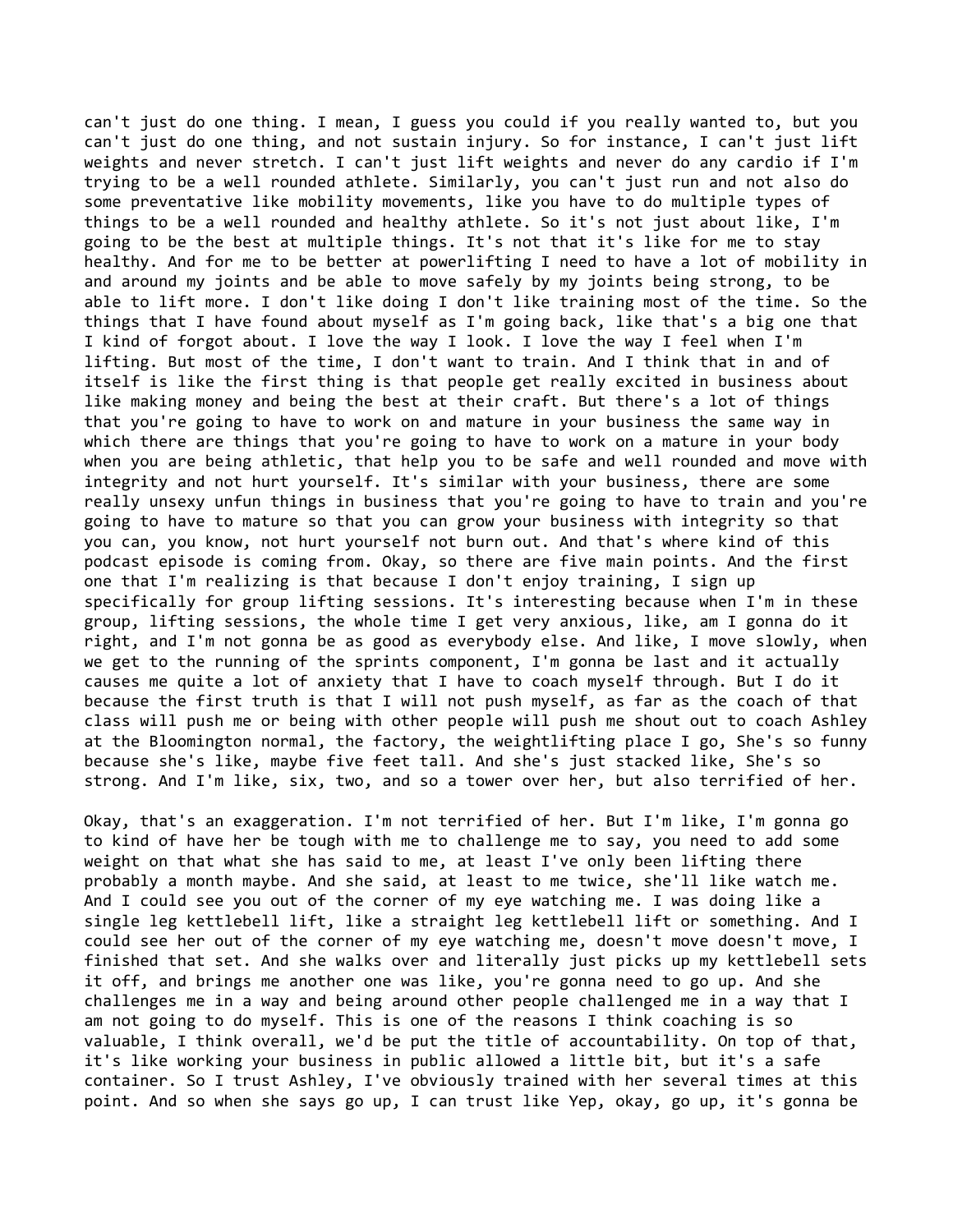can't just do one thing. I mean, I guess you could if you really wanted to, but you can't just do one thing, and not sustain injury. So for instance, I can't just lift weights and never stretch. I can't just lift weights and never do any cardio if I'm trying to be a well rounded athlete. Similarly, you can't just run and not also do some preventative like mobility movements, like you have to do multiple types of things to be a well rounded and healthy athlete. So it's not just about like, I'm going to be the best at multiple things. It's not that it's like for me to stay healthy. And for me to be better at powerlifting I need to have a lot of mobility in and around my joints and be able to move safely by my joints being strong, to be able to lift more. I don't like doing I don't like training most of the time. So the things that I have found about myself as I'm going back, like that's a big one that I kind of forgot about. I love the way I look. I love the way I feel when I'm lifting. But most of the time, I don't want to train. And I think that in and of itself is like the first thing is that people get really excited in business about like making money and being the best at their craft. But there's a lot of things that you're going to have to work on and mature in your business the same way in which there are things that you're going to have to work on a mature in your body when you are being athletic, that help you to be safe and well rounded and move with integrity and not hurt yourself. It's similar with your business, there are some really unsexy unfun things in business that you're going to have to train and you're going to have to mature so that you can grow your business with integrity so that you can, you know, not hurt yourself not burn out. And that's where kind of this podcast episode is coming from. Okay, so there are five main points. And the first one that I'm realizing is that because I don't enjoy training, I sign up specifically for group lifting sessions. It's interesting because when I'm in these group, lifting sessions, the whole time I get very anxious, like, am I gonna do it right, and I'm not gonna be as good as everybody else. And like, I move slowly, when we get to the running of the sprints component, I'm gonna be last and it actually causes me quite a lot of anxiety that I have to coach myself through. But I do it because the first truth is that I will not push myself, as far as the coach of that class will push me or being with other people will push me shout out to coach Ashley at the Bloomington normal, the factory, the weightlifting place I go, She's so funny because she's like, maybe five feet tall. And she's just stacked like, She's so strong. And I'm like, six, two, and so a tower over her, but also terrified of her.

Okay, that's an exaggeration. I'm not terrified of her. But I'm like, I'm gonna go to kind of have her be tough with me to challenge me to say, you need to add some weight on that what she has said to me, at least I've only been lifting there probably a month maybe. And she said, at least to me twice, she'll like watch me. And I could see you out of the corner of my eye watching me. I was doing like a single leg kettlebell lift, like a straight leg kettlebell lift or something. And I could see her out of the corner of my eye watching me, doesn't move doesn't move, I finished that set. And she walks over and literally just picks up my kettlebell sets it off, and brings me another one was like, you're gonna need to go up. And she challenges me in a way and being around other people challenged me in a way that I am not going to do myself. This is one of the reasons I think coaching is so valuable, I think overall, we'd be put the title of accountability. On top of that, it's like working your business in public allowed a little bit, but it's a safe container. So I trust Ashley, I've obviously trained with her several times at this point. And so when she says go up, I can trust like Yep, okay, go up, it's gonna be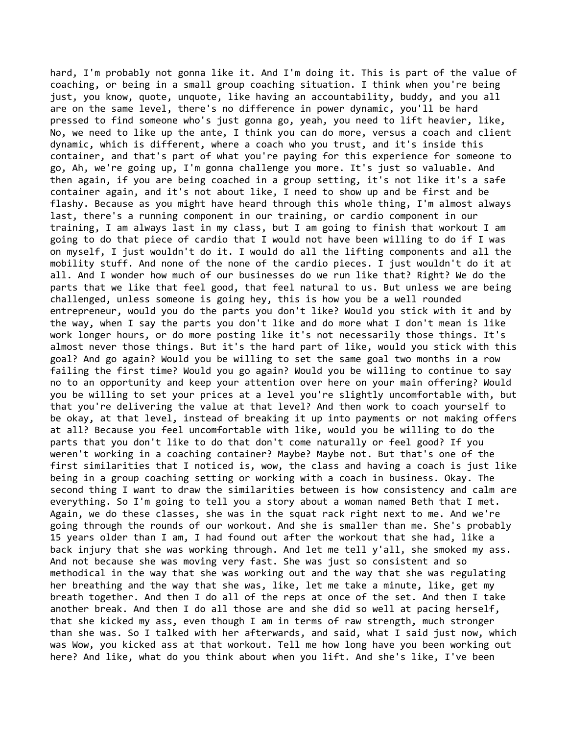hard, I'm probably not gonna like it. And I'm doing it. This is part of the value of coaching, or being in a small group coaching situation. I think when you're being just, you know, quote, unquote, like having an accountability, buddy, and you all are on the same level, there's no difference in power dynamic, you'll be hard pressed to find someone who's just gonna go, yeah, you need to lift heavier, like, No, we need to like up the ante, I think you can do more, versus a coach and client dynamic, which is different, where a coach who you trust, and it's inside this container, and that's part of what you're paying for this experience for someone to go, Ah, we're going up, I'm gonna challenge you more. It's just so valuable. And then again, if you are being coached in a group setting, it's not like it's a safe container again, and it's not about like, I need to show up and be first and be flashy. Because as you might have heard through this whole thing, I'm almost always last, there's a running component in our training, or cardio component in our training, I am always last in my class, but I am going to finish that workout I am going to do that piece of cardio that I would not have been willing to do if I was on myself, I just wouldn't do it. I would do all the lifting components and all the mobility stuff. And none of the none of the cardio pieces. I just wouldn't do it at all. And I wonder how much of our businesses do we run like that? Right? We do the parts that we like that feel good, that feel natural to us. But unless we are being challenged, unless someone is going hey, this is how you be a well rounded entrepreneur, would you do the parts you don't like? Would you stick with it and by the way, when I say the parts you don't like and do more what I don't mean is like work longer hours, or do more posting like it's not necessarily those things. It's almost never those things. But it's the hard part of like, would you stick with this goal? And go again? Would you be willing to set the same goal two months in a row failing the first time? Would you go again? Would you be willing to continue to say no to an opportunity and keep your attention over here on your main offering? Would you be willing to set your prices at a level you're slightly uncomfortable with, but that you're delivering the value at that level? And then work to coach yourself to be okay, at that level, instead of breaking it up into payments or not making offers at all? Because you feel uncomfortable with like, would you be willing to do the parts that you don't like to do that don't come naturally or feel good? If you weren't working in a coaching container? Maybe? Maybe not. But that's one of the first similarities that I noticed is, wow, the class and having a coach is just like being in a group coaching setting or working with a coach in business. Okay. The second thing I want to draw the similarities between is how consistency and calm are everything. So I'm going to tell you a story about a woman named Beth that I met. Again, we do these classes, she was in the squat rack right next to me. And we're going through the rounds of our workout. And she is smaller than me. She's probably 15 years older than I am, I had found out after the workout that she had, like a back injury that she was working through. And let me tell y'all, she smoked my ass. And not because she was moving very fast. She was just so consistent and so methodical in the way that she was working out and the way that she was regulating her breathing and the way that she was, like, let me take a minute, like, get my breath together. And then I do all of the reps at once of the set. And then I take another break. And then I do all those are and she did so well at pacing herself, that she kicked my ass, even though I am in terms of raw strength, much stronger than she was. So I talked with her afterwards, and said, what I said just now, which was Wow, you kicked ass at that workout. Tell me how long have you been working out here? And like, what do you think about when you lift. And she's like, I've been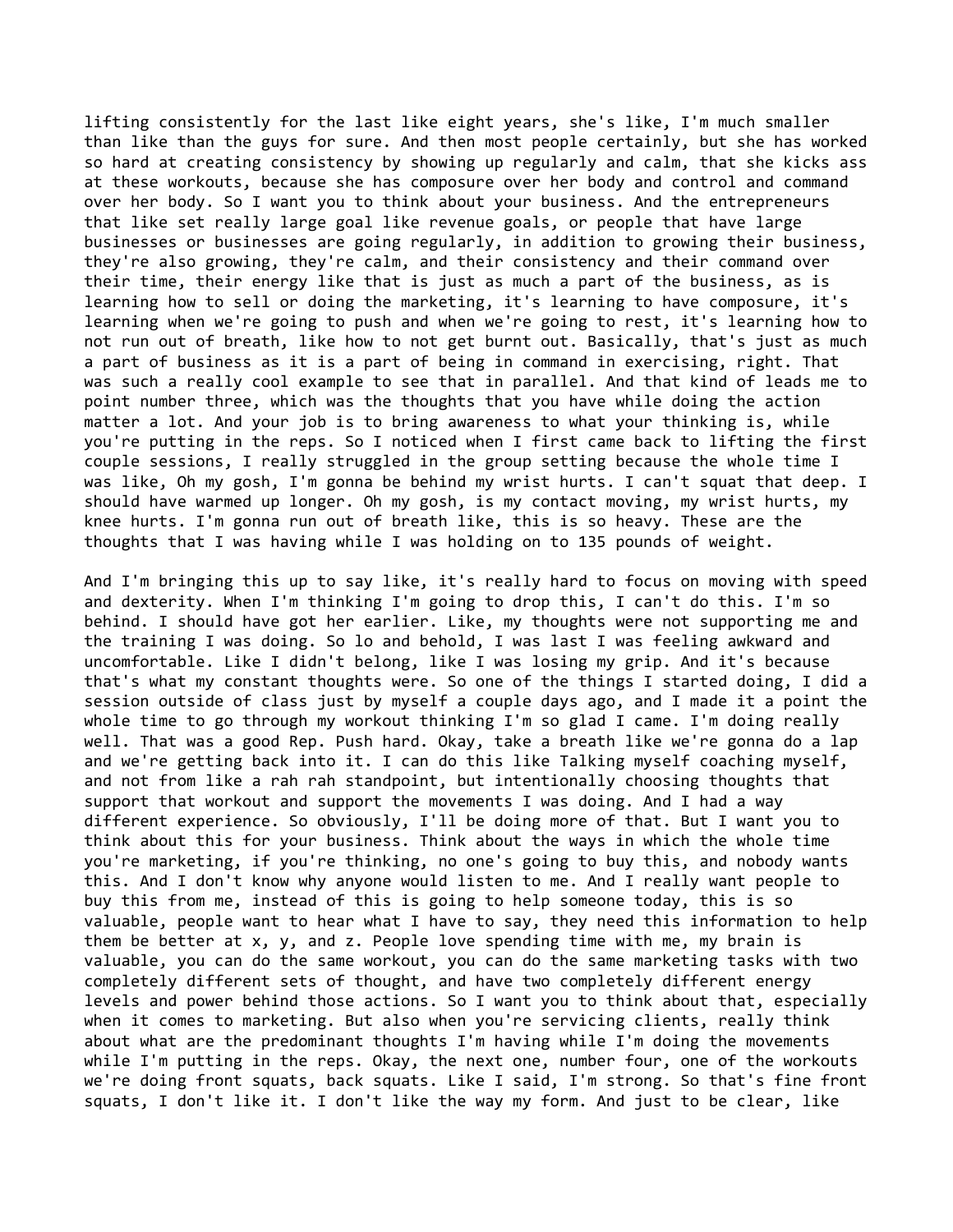lifting consistently for the last like eight years, she's like, I'm much smaller than like than the guys for sure. And then most people certainly, but she has worked so hard at creating consistency by showing up regularly and calm, that she kicks ass at these workouts, because she has composure over her body and control and command over her body. So I want you to think about your business. And the entrepreneurs that like set really large goal like revenue goals, or people that have large businesses or businesses are going regularly, in addition to growing their business, they're also growing, they're calm, and their consistency and their command over their time, their energy like that is just as much a part of the business, as is learning how to sell or doing the marketing, it's learning to have composure, it's learning when we're going to push and when we're going to rest, it's learning how to not run out of breath, like how to not get burnt out. Basically, that's just as much a part of business as it is a part of being in command in exercising, right. That was such a really cool example to see that in parallel. And that kind of leads me to point number three, which was the thoughts that you have while doing the action matter a lot. And your job is to bring awareness to what your thinking is, while you're putting in the reps. So I noticed when I first came back to lifting the first couple sessions, I really struggled in the group setting because the whole time I was like, Oh my gosh, I'm gonna be behind my wrist hurts. I can't squat that deep. I should have warmed up longer. Oh my gosh, is my contact moving, my wrist hurts, my knee hurts. I'm gonna run out of breath like, this is so heavy. These are the thoughts that I was having while I was holding on to 135 pounds of weight.

And I'm bringing this up to say like, it's really hard to focus on moving with speed and dexterity. When I'm thinking I'm going to drop this, I can't do this. I'm so behind. I should have got her earlier. Like, my thoughts were not supporting me and the training I was doing. So lo and behold, I was last I was feeling awkward and uncomfortable. Like I didn't belong, like I was losing my grip. And it's because that's what my constant thoughts were. So one of the things I started doing, I did a session outside of class just by myself a couple days ago, and I made it a point the whole time to go through my workout thinking I'm so glad I came. I'm doing really well. That was a good Rep. Push hard. Okay, take a breath like we're gonna do a lap and we're getting back into it. I can do this like Talking myself coaching myself, and not from like a rah rah standpoint, but intentionally choosing thoughts that support that workout and support the movements I was doing. And I had a way different experience. So obviously, I'll be doing more of that. But I want you to think about this for your business. Think about the ways in which the whole time you're marketing, if you're thinking, no one's going to buy this, and nobody wants this. And I don't know why anyone would listen to me. And I really want people to buy this from me, instead of this is going to help someone today, this is so valuable, people want to hear what I have to say, they need this information to help them be better at x, y, and z. People love spending time with me, my brain is valuable, you can do the same workout, you can do the same marketing tasks with two completely different sets of thought, and have two completely different energy levels and power behind those actions. So I want you to think about that, especially when it comes to marketing. But also when you're servicing clients, really think about what are the predominant thoughts I'm having while I'm doing the movements while I'm putting in the reps. Okay, the next one, number four, one of the workouts we're doing front squats, back squats. Like I said, I'm strong. So that's fine front squats, I don't like it. I don't like the way my form. And just to be clear, like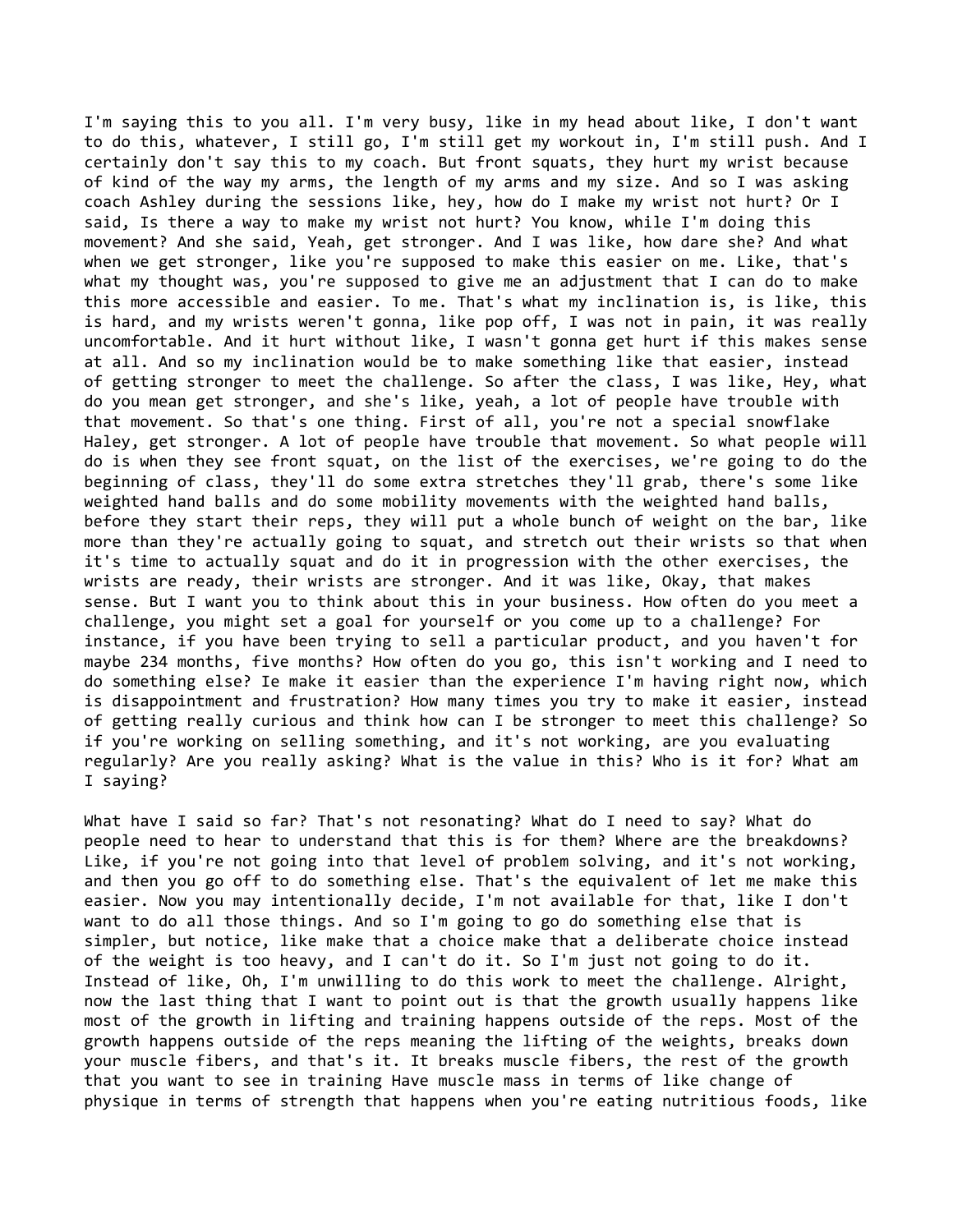I'm saying this to you all. I'm very busy, like in my head about like, I don't want to do this, whatever, I still go, I'm still get my workout in, I'm still push. And I certainly don't say this to my coach. But front squats, they hurt my wrist because of kind of the way my arms, the length of my arms and my size. And so I was asking coach Ashley during the sessions like, hey, how do I make my wrist not hurt? Or I said, Is there a way to make my wrist not hurt? You know, while I'm doing this movement? And she said, Yeah, get stronger. And I was like, how dare she? And what when we get stronger, like you're supposed to make this easier on me. Like, that's what my thought was, you're supposed to give me an adjustment that I can do to make this more accessible and easier. To me. That's what my inclination is, is like, this is hard, and my wrists weren't gonna, like pop off, I was not in pain, it was really uncomfortable. And it hurt without like, I wasn't gonna get hurt if this makes sense at all. And so my inclination would be to make something like that easier, instead of getting stronger to meet the challenge. So after the class, I was like, Hey, what do you mean get stronger, and she's like, yeah, a lot of people have trouble with that movement. So that's one thing. First of all, you're not a special snowflake Haley, get stronger. A lot of people have trouble that movement. So what people will do is when they see front squat, on the list of the exercises, we're going to do the beginning of class, they'll do some extra stretches they'll grab, there's some like weighted hand balls and do some mobility movements with the weighted hand balls, before they start their reps, they will put a whole bunch of weight on the bar, like more than they're actually going to squat, and stretch out their wrists so that when it's time to actually squat and do it in progression with the other exercises, the wrists are ready, their wrists are stronger. And it was like, Okay, that makes sense. But I want you to think about this in your business. How often do you meet a challenge, you might set a goal for yourself or you come up to a challenge? For instance, if you have been trying to sell a particular product, and you haven't for maybe 234 months, five months? How often do you go, this isn't working and I need to do something else? Ie make it easier than the experience I'm having right now, which is disappointment and frustration? How many times you try to make it easier, instead of getting really curious and think how can I be stronger to meet this challenge? So if you're working on selling something, and it's not working, are you evaluating regularly? Are you really asking? What is the value in this? Who is it for? What am I saying?

What have I said so far? That's not resonating? What do I need to say? What do people need to hear to understand that this is for them? Where are the breakdowns? Like, if you're not going into that level of problem solving, and it's not working, and then you go off to do something else. That's the equivalent of let me make this easier. Now you may intentionally decide, I'm not available for that, like I don't want to do all those things. And so I'm going to go do something else that is simpler, but notice, like make that a choice make that a deliberate choice instead of the weight is too heavy, and I can't do it. So I'm just not going to do it. Instead of like, Oh, I'm unwilling to do this work to meet the challenge. Alright, now the last thing that I want to point out is that the growth usually happens like most of the growth in lifting and training happens outside of the reps. Most of the growth happens outside of the reps meaning the lifting of the weights, breaks down your muscle fibers, and that's it. It breaks muscle fibers, the rest of the growth that you want to see in training Have muscle mass in terms of like change of physique in terms of strength that happens when you're eating nutritious foods, like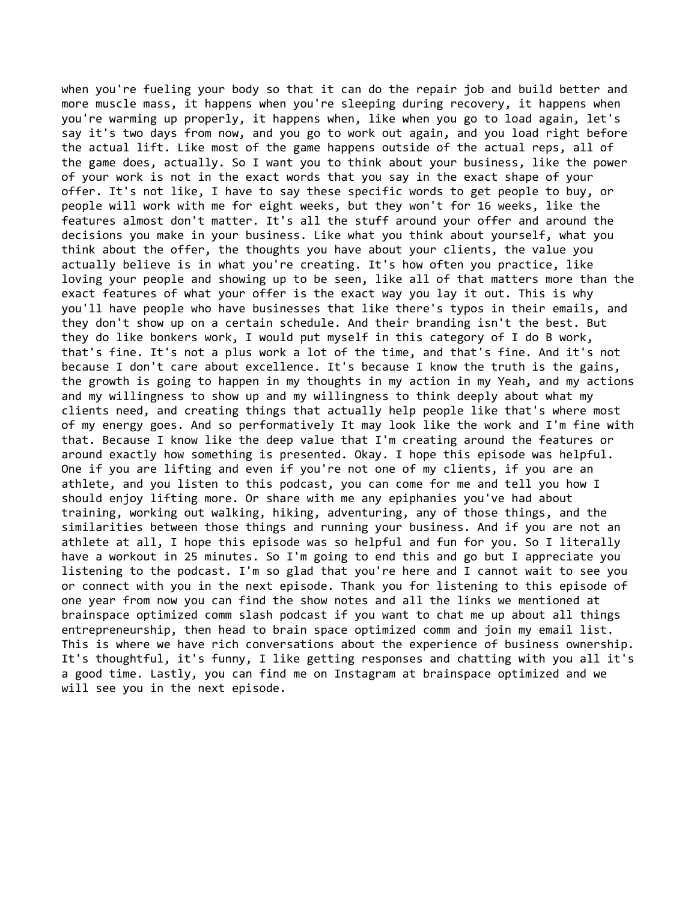when you're fueling your body so that it can do the repair job and build better and more muscle mass, it happens when you're sleeping during recovery, it happens when you're warming up properly, it happens when, like when you go to load again, let's say it's two days from now, and you go to work out again, and you load right before the actual lift. Like most of the game happens outside of the actual reps, all of the game does, actually. So I want you to think about your business, like the power of your work is not in the exact words that you say in the exact shape of your offer. It's not like, I have to say these specific words to get people to buy, or people will work with me for eight weeks, but they won't for 16 weeks, like the features almost don't matter. It's all the stuff around your offer and around the decisions you make in your business. Like what you think about yourself, what you think about the offer, the thoughts you have about your clients, the value you actually believe is in what you're creating. It's how often you practice, like loving your people and showing up to be seen, like all of that matters more than the exact features of what your offer is the exact way you lay it out. This is why you'll have people who have businesses that like there's typos in their emails, and they don't show up on a certain schedule. And their branding isn't the best. But they do like bonkers work, I would put myself in this category of I do B work, that's fine. It's not a plus work a lot of the time, and that's fine. And it's not because I don't care about excellence. It's because I know the truth is the gains, the growth is going to happen in my thoughts in my action in my Yeah, and my actions and my willingness to show up and my willingness to think deeply about what my clients need, and creating things that actually help people like that's where most of my energy goes. And so performatively It may look like the work and I'm fine with that. Because I know like the deep value that I'm creating around the features or around exactly how something is presented. Okay. I hope this episode was helpful. One if you are lifting and even if you're not one of my clients, if you are an athlete, and you listen to this podcast, you can come for me and tell you how I should enjoy lifting more. Or share with me any epiphanies you've had about training, working out walking, hiking, adventuring, any of those things, and the similarities between those things and running your business. And if you are not an athlete at all, I hope this episode was so helpful and fun for you. So I literally have a workout in 25 minutes. So I'm going to end this and go but I appreciate you listening to the podcast. I'm so glad that you're here and I cannot wait to see you or connect with you in the next episode. Thank you for listening to this episode of one year from now you can find the show notes and all the links we mentioned at brainspace optimized comm slash podcast if you want to chat me up about all things entrepreneurship, then head to brain space optimized comm and join my email list. This is where we have rich conversations about the experience of business ownership. It's thoughtful, it's funny, I like getting responses and chatting with you all it's a good time. Lastly, you can find me on Instagram at brainspace optimized and we will see you in the next episode.